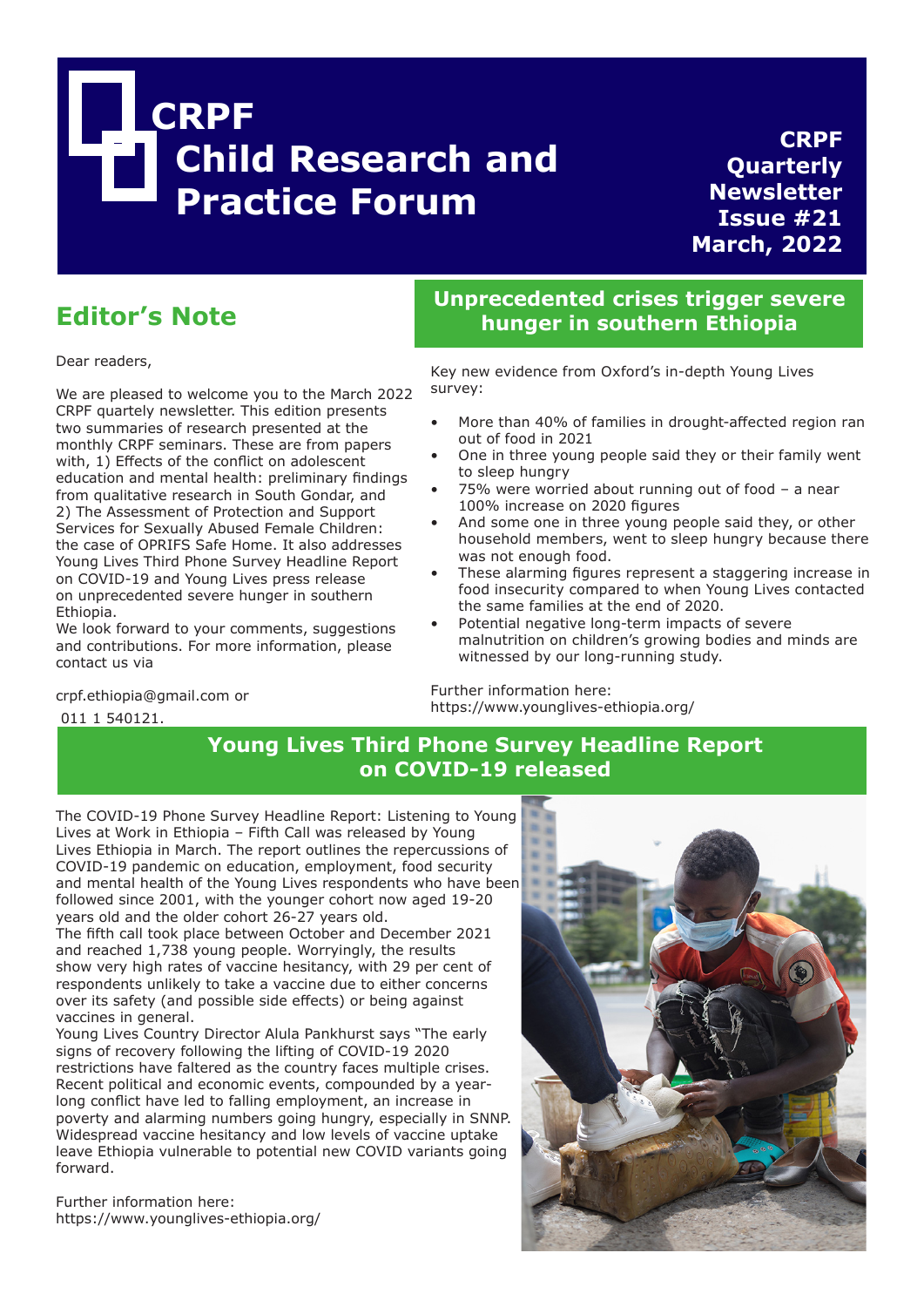# CRPF Child Research and Practice Forum

**CRPF Quarterly Newsletter Issue #21 March, 2022**

## Editor's Note

Dear readers,

We are pleased to welcome you to the March 2022 CRPF quartely newsletter. This edition presents two summaries of research presented at the monthly CRPF seminars. These are from papers with, 1) Effects of the conflict on adolescent education and mental health: preliminary findings from qualitative research in South Gondar, and 2) The Assessment of Protection and Support Services for Sexually Abused Female Children: the case of OPRIFS Safe Home. It also addresses Young Lives Third Phone Survey Headline Report on COVID-19 and Young Lives press release on unprecedented severe hunger in southern Ethiopia.

We look forward to your comments, suggestions and contributions. For more information, please contact us via

crpf.ethiopia@gmail.com or

011 1 540121.

## Unprecedented crises trigger severe hunger in southern Ethiopia

Key new evidence from Oxford's in-depth Young Lives survey:

- More than 40% of families in drought-affected region ran out of food in 2021
- One in three young people said they or their family went to sleep hungry
- 75% were worried about running out of food – a near 100% increase on 2020 figures
- And some one in three young people said they, or other household members, went to sleep hungry because there was not enough food.
- These alarming figures represent a staggering increase in food insecurity compared to when Young Lives contacted the same families at the end of 2020.
- Potential negative long-term impacts of severe malnutrition on children's growing bodies and minds are witnessed by our long-running study.

Further information here:
https://www.younglives-ethiopia.org/

## Young Lives Third Phone Survey Headline Report on COVID-19 released

The COVID-19 Phone Survey Headline Report: Listening to Young Lives at Work in Ethiopia – Fifth Call was released by Young Lives Ethiopia in March. The report outlines the repercussions of COVID-19 pandemic on education, employment, food security and mental health of the Young Lives respondents who have been followed since 2001, with the younger cohort now aged 19-20 years old and the older cohort 26-27 years old.

The fifth call took place between October and December 2021 and reached 1,738 young people. Worryingly, the results show very high rates of vaccine hesitancy, with 29 per cent of respondents unlikely to take a vaccine due to either concerns over its safety (and possible side effects) or being against vaccines in general.

Young Lives Country Director Alula Pankhurst says "The early signs of recovery following the lifting of COVID-19 2020 restrictions have faltered as the country faces multiple crises. Recent political and economic events, compounded by a year-long conflict have led to falling employment, an increase in poverty and alarming numbers going hungry, especially in SNNP. Widespread vaccine hesitancy and low levels of vaccine uptake leave Ethiopia vulnerable to potential new COVID variants going forward.

Further information here:
https://www.younglives-ethiopia.org/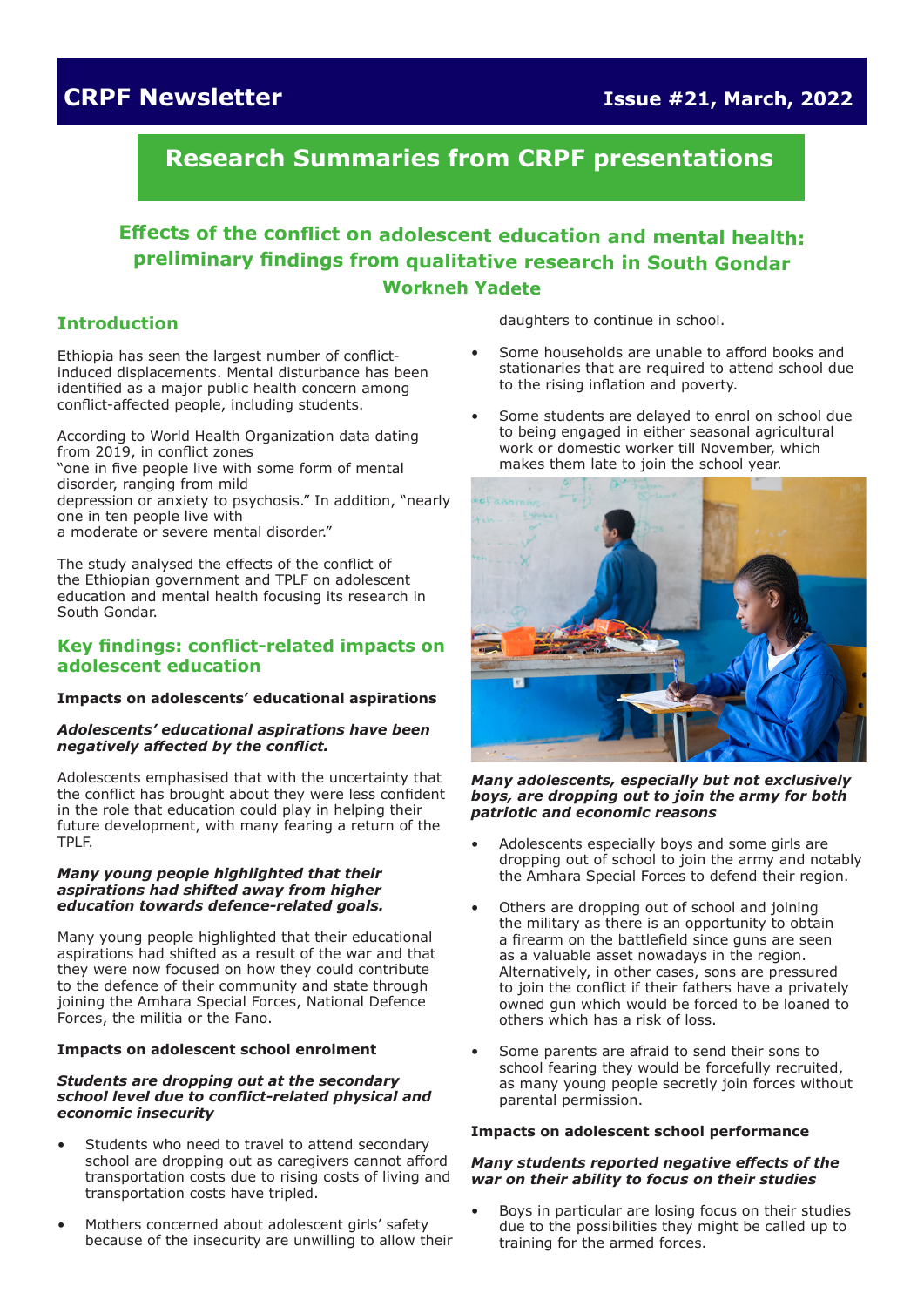# CRPF Newsletter

Issue #21, March, 2022

## Research Summaries from CRPF presentations

### Effects of the conflict on adolescent education and mental health: preliminary findings from qualitative research in South Gondar

**Workneh Yadete**

### Introduction

Ethiopia has seen the largest number of conflict-induced displacements. Mental disturbance has been identified as a major public health concern among conflict-affected people, including students.

According to World Health Organization data dating from 2019, in conflict zones "one in five people live with some form of mental disorder, ranging from mild depression or anxiety to psychosis." In addition, "nearly one in ten people live with a moderate or severe mental disorder."

The study analysed the effects of the conflict of the Ethiopian government and TPLF on adolescent education and mental health focusing its research in South Gondar.

### Key findings: conflict-related impacts on adolescent education

**Impacts on adolescents' educational aspirations**

***Adolescents' educational aspirations have been negatively affected by the conflict.***

Adolescents emphasised that with the uncertainty that the conflict has brought about they were less confident in the role that education could play in helping their future development, with many fearing a return of the TPLF.

***Many young people highlighted that their aspirations had shifted away from higher education towards defence-related goals.***

Many young people highlighted that their educational aspirations had shifted as a result of the war and that they were now focused on how they could contribute to the defence of their community and state through joining the Amhara Special Forces, National Defence Forces, the militia or the Fano.

**Impacts on adolescent school enrolment**

***Students are dropping out at the secondary school level due to conflict-related physical and economic insecurity***

- Students who need to travel to attend secondary school are dropping out as caregivers cannot afford transportation costs due to rising costs of living and transportation costs have tripled.
- Mothers concerned about adolescent girls' safety because of the insecurity are unwilling to allow their daughters to continue in school.
- Some households are unable to afford books and stationaries that are required to attend school due to the rising inflation and poverty.
- Some students are delayed to enrol on school due to being engaged in either seasonal agricultural work or domestic worker till November, which makes them late to join the school year.

***Many adolescents, especially but not exclusively boys, are dropping out to join the army for both patriotic and economic reasons***

- Adolescents especially boys and some girls are dropping out of school to join the army and notably the Amhara Special Forces to defend their region.
- Others are dropping out of school and joining the military as there is an opportunity to obtain a firearm on the battlefield since guns are seen as a valuable asset nowadays in the region. Alternatively, in other cases, sons are pressured to join the conflict if their fathers have a privately owned gun which would be forced to be loaned to others which has a risk of loss.
- Some parents are afraid to send their sons to school fearing they would be forcefully recruited, as many young people secretly join forces without parental permission.

**Impacts on adolescent school performance**

***Many students reported negative effects of the war on their ability to focus on their studies***

- Boys in particular are losing focus on their studies due to the possibilities they might be called up to training for the armed forces.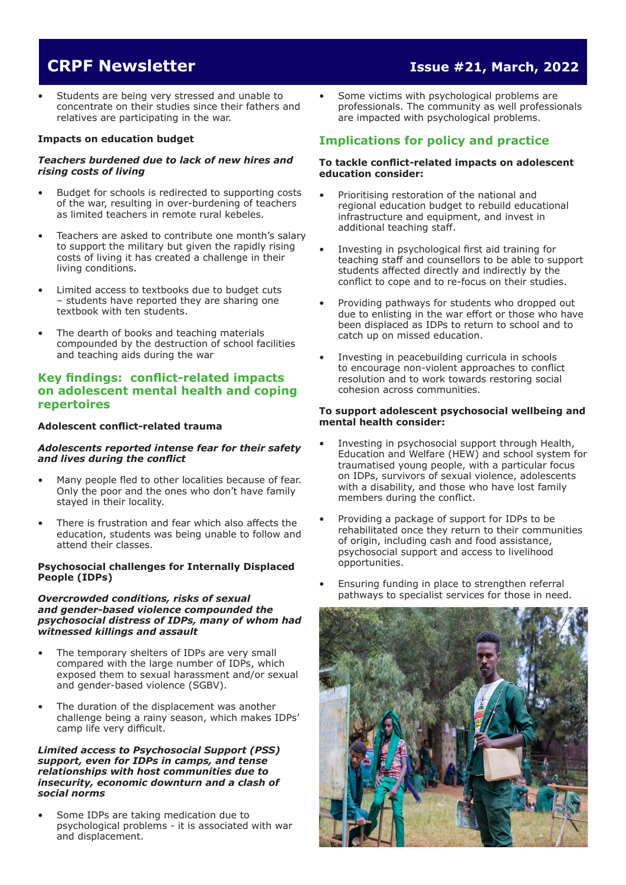- Students are being very stressed and unable to concentrate on their studies since their fathers and relatives are participating in the war.

**Impacts on education budget**

***Teachers burdened due to lack of new hires and rising costs of living***

- Budget for schools is redirected to supporting costs of the war, resulting in over-burdening of teachers as limited teachers in remote rural kebeles.
- Teachers are asked to contribute one month's salary to support the military but given the rapidly rising costs of living it has created a challenge in their living conditions.
- Limited access to textbooks due to budget cuts – students have reported they are sharing one textbook with ten students.
- The dearth of books and teaching materials compounded by the destruction of school facilities and teaching aids during the war

## Key findings: conflict-related impacts on adolescent mental health and coping repertoires

**Adolescent conflict-related trauma**

***Adolescents reported intense fear for their safety and lives during the conflict***

- Many people fled to other localities because of fear. Only the poor and the ones who don't have family stayed in their locality.
- There is frustration and fear which also affects the education, students was being unable to follow and attend their classes.

**Psychosocial challenges for Internally Displaced People (IDPs)**

***Overcrowded conditions, risks of sexual and gender-based violence compounded the psychosocial distress of IDPs, many of whom had witnessed killings and assault***

- The temporary shelters of IDPs are very small compared with the large number of IDPs, which exposed them to sexual harassment and/or sexual and gender-based violence (SGBV).
- The duration of the displacement was another challenge being a rainy season, which makes IDPs' camp life very difficult.

***Limited access to Psychosocial Support (PSS) support, even for IDPs in camps, and tense relationships with host communities due to insecurity, economic downturn and a clash of social norms***

- Some IDPs are taking medication due to psychological problems - it is associated with war and displacement.
- Some victims with psychological problems are professionals. The community as well professionals are impacted with psychological problems.

## Implications for policy and practice

**To tackle conflict-related impacts on adolescent education consider:**

- Prioritising restoration of the national and regional education budget to rebuild educational infrastructure and equipment, and invest in additional teaching staff.
- Investing in psychological first aid training for teaching staff and counsellors to be able to support students affected directly and indirectly by the conflict to cope and to re-focus on their studies.
- Providing pathways for students who dropped out due to enlisting in the war effort or those who have been displaced as IDPs to return to school and to catch up on missed education.
- Investing in peacebuilding curricula in schools to encourage non-violent approaches to conflict resolution and to work towards restoring social cohesion across communities.

**To support adolescent psychosocial wellbeing and mental health consider:**

- Investing in psychosocial support through Health, Education and Welfare (HEW) and school system for traumatised young people, with a particular focus on IDPs, survivors of sexual violence, adolescents with a disability, and those who have lost family members during the conflict.
- Providing a package of support for IDPs to be rehabilitated once they return to their communities of origin, including cash and food assistance, psychosocial support and access to livelihood opportunities.
- Ensuring funding in place to strengthen referral pathways to specialist services for those in need.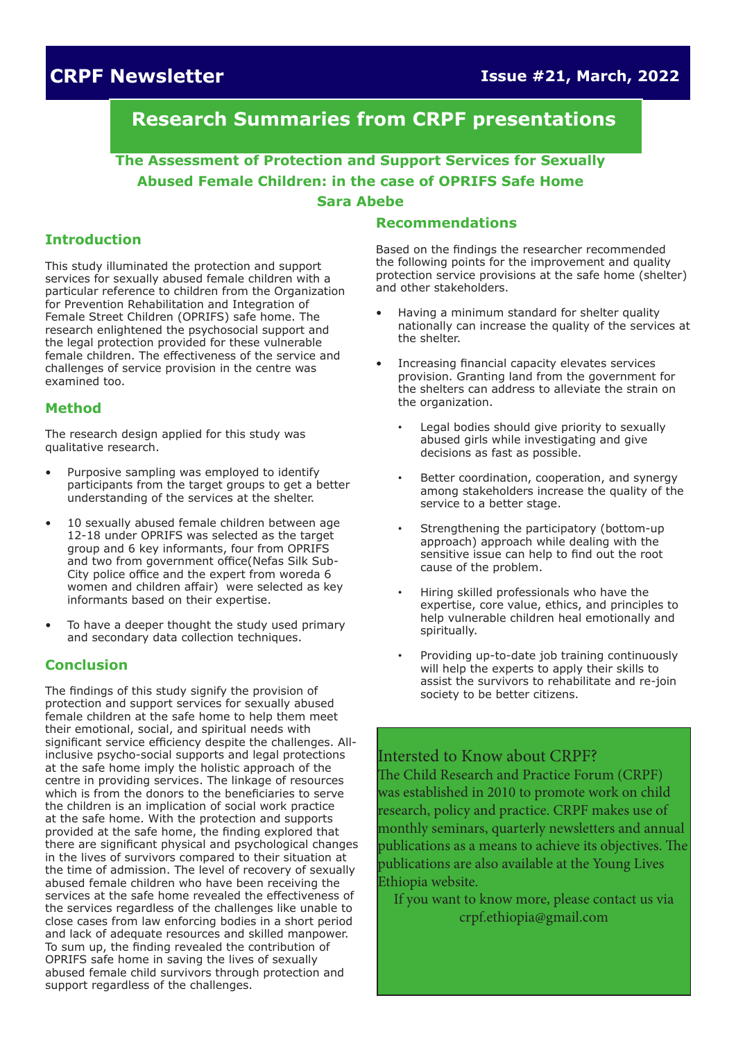# CRPF Newsletter

**Issue #21, March, 2022**

## Research Summaries from CRPF presentations

### The Assessment of Protection and Support Services for Sexually Abused Female Children: in the case of OPRIFS Safe Home

**Sara Abebe**

### Introduction

This study illuminated the protection and support services for sexually abused female children with a particular reference to children from the Organization for Prevention Rehabilitation and Integration of Female Street Children (OPRIFS) safe home. The research enlightened the psychosocial support and the legal protection provided for these vulnerable female children. The effectiveness of the service and challenges of service provision in the centre was examined too.

### Method

The research design applied for this study was qualitative research.

- Purposive sampling was employed to identify participants from the target groups to get a better understanding of the services at the shelter.
- 10 sexually abused female children between age 12-18 under OPRIFS was selected as the target group and 6 key informants, four from OPRIFS and two from government office(Nefas Silk Sub-City police office and the expert from woreda 6 women and children affair) were selected as key informants based on their expertise.
- To have a deeper thought the study used primary and secondary data collection techniques.

### Conclusion

The findings of this study signify the provision of protection and support services for sexually abused female children at the safe home to help them meet their emotional, social, and spiritual needs with significant service efficiency despite the challenges. All-inclusive psycho-social supports and legal protections at the safe home imply the holistic approach of the centre in providing services. The linkage of resources which is from the donors to the beneficiaries to serve the children is an implication of social work practice at the safe home. With the protection and supports provided at the safe home, the finding explored that there are significant physical and psychological changes in the lives of survivors compared to their situation at the time of admission. The level of recovery of sexually abused female children who have been receiving the services at the safe home revealed the effectiveness of the services regardless of the challenges like unable to close cases from law enforcing bodies in a short period and lack of adequate resources and skilled manpower. To sum up, the finding revealed the contribution of OPRIFS safe home in saving the lives of sexually abused female child survivors through protection and support regardless of the challenges.

### Recommendations

Based on the findings the researcher recommended the following points for the improvement and quality protection service provisions at the safe home (shelter) and other stakeholders.

- Having a minimum standard for shelter quality nationally can increase the quality of the services at the shelter.
- Increasing financial capacity elevates services provision. Granting land from the government for the shelters can address to alleviate the strain on the organization.
  - Legal bodies should give priority to sexually abused girls while investigating and give decisions as fast as possible.
  - Better coordination, cooperation, and synergy among stakeholders increase the quality of the service to a better stage.
  - Strengthening the participatory (bottom-up approach) approach while dealing with the sensitive issue can help to find out the root cause of the problem.
  - Hiring skilled professionals who have the expertise, core value, ethics, and principles to help vulnerable children heal emotionally and spiritually.
  - Providing up-to-date job training continuously will help the experts to apply their skills to assist the survivors to rehabilitate and re-join society to be better citizens.

Intersted to Know about CRPF?

The Child Research and Practice Forum (CRPF) was established in 2010 to promote work on child research, policy and practice. CRPF makes use of monthly seminars, quarterly newsletters and annual publications as a means to achieve its objectives. The publications are also available at the Young Lives Ethiopia website.

If you want to know more, please contact us via crpf.ethiopia@gmail.com